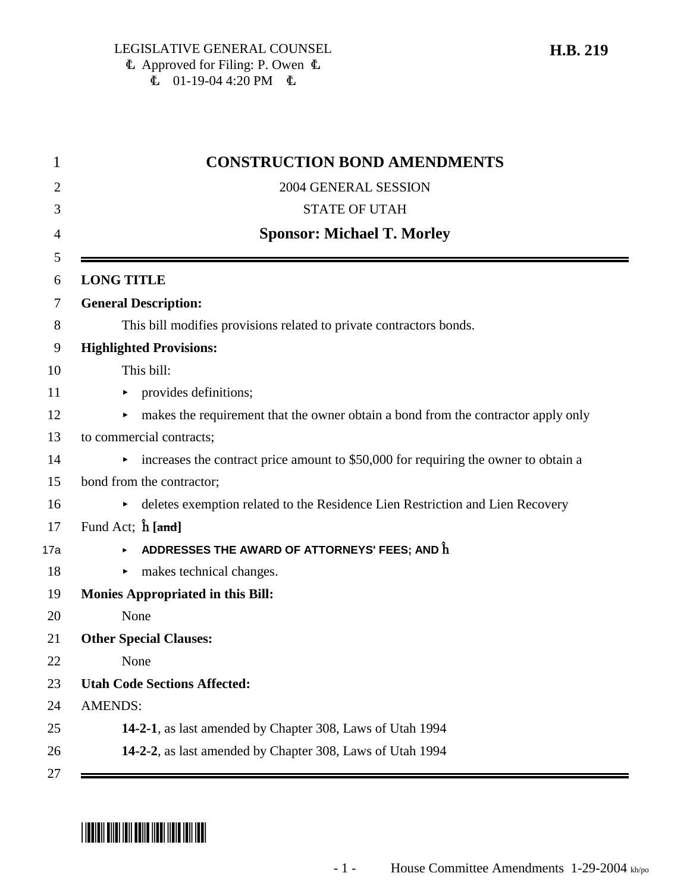LEGISLATIVE GENERAL COUNSEL
Ɫ Approved for Filing: P. Owen Ɫ
Ɫ 01-19-04 4:20 PM Ɫ

**H.B. 219**

1 **CONSTRUCTION BOND AMENDMENTS**

2 2004 GENERAL SESSION

3 STATE OF UTAH

4 **Sponsor: Michael T. Morley**

5

6 **LONG TITLE**

7 **General Description:**

8 This bill modifies provisions related to private contractors bonds.

9 **Highlighted Provisions:**

10 This bill:

11 ▸ provides definitions;

12 ▸ makes the requirement that the owner obtain a bond from the contractor apply only

13 to commercial contracts;

14 ▸ increases the contract price amount to $50,000 for requiring the owner to obtain a

15 bond from the contractor;

16 ▸ deletes exemption related to the Residence Lien Restriction and Lien Recovery

17 Fund Act; ĥ **[~~and~~]**

17a ▸ ADDRESSES THE AWARD OF ATTORNEYS' FEES; AND ĥ

18 ▸ makes technical changes.

19 **Monies Appropriated in this Bill:**

20 None

21 **Other Special Clauses:**

22 None

23 **Utah Code Sections Affected:**

24 AMENDS:

25 **14-2-1**, as last amended by Chapter 308, Laws of Utah 1994

26 **14-2-2**, as last amended by Chapter 308, Laws of Utah 1994

27

House Committee Amendments 1-29-2004 kh/po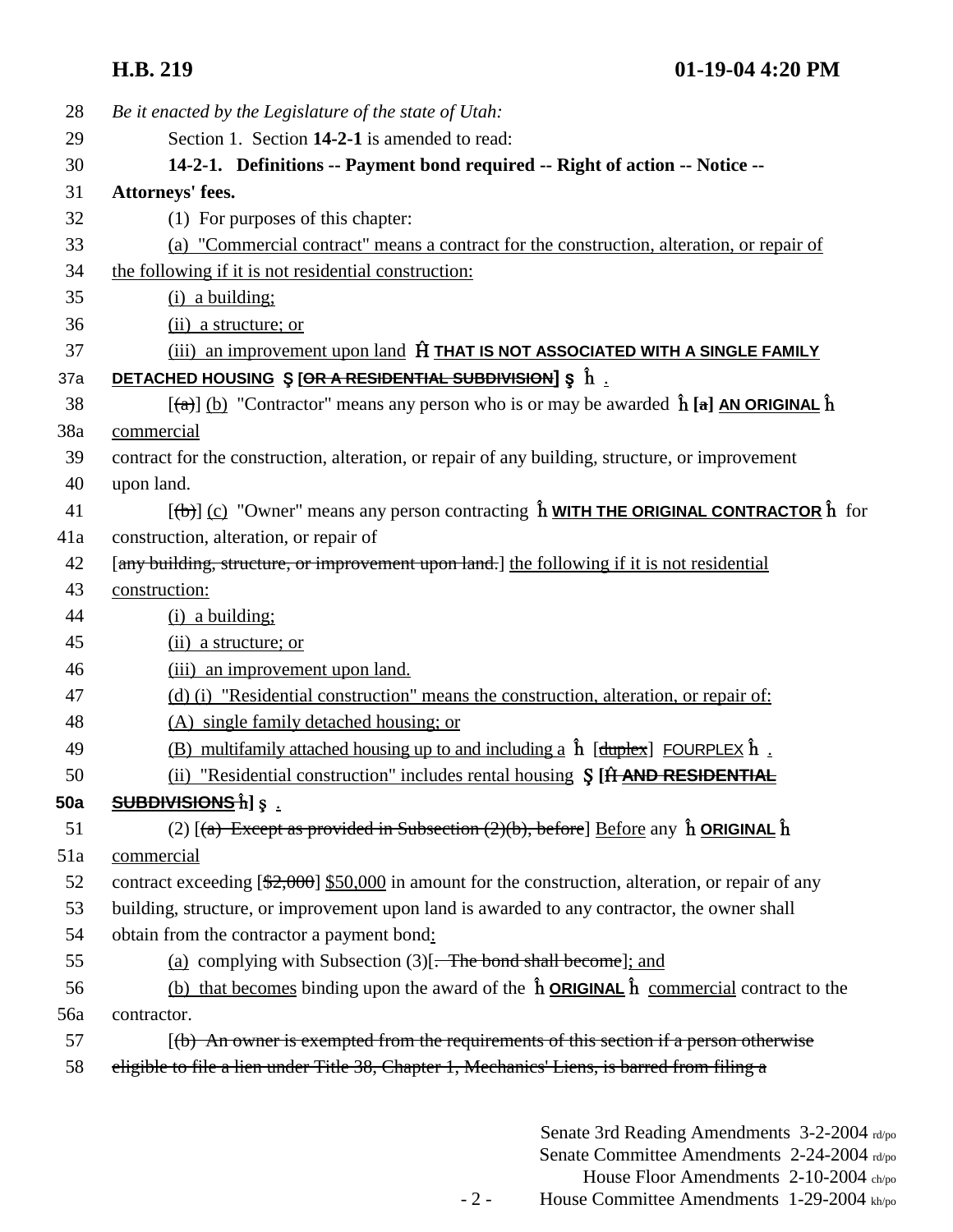28 *Be it enacted by the Legislature of the state of Utah:*

29 Section 1. Section **14-2-1** is amended to read:

30 **14-2-1. Definitions -- Payment bond required -- Right of action -- Notice --**

31 **Attorneys' fees.**

32 (1) For purposes of this chapter:

33 (a) "Commercial contract" means a contract for the construction, alteration, or repair of

34 the following if it is not residential construction:

35 (i) a building;

36 (ii) a structure; or

37 (iii) an improvement upon land Ĥ **THAT IS NOT ASSOCIATED WITH A SINGLE FAMILY**

37a **DETACHED HOUSING** Ş [~~OR A RESIDENTIAL SUBDIVISION~~] Ş ĥ .

38 [~~(a)~~] (b) "Contractor" means any person who is or may be awarded ĥ [~~a~~] **AN ORIGINAL** ĥ

38a commercial

39 contract for the construction, alteration, or repair of any building, structure, or improvement

40 upon land.

41 [~~(b)~~] (c) "Owner" means any person contracting ĥ **WITH THE ORIGINAL CONTRACTOR** ĥ for

41a construction, alteration, or repair of

42 [~~any building, structure, or improvement upon land.~~] the following if it is not residential

43 construction:

44 (i) a building;

45 (ii) a structure; or

46 (iii) an improvement upon land.

47 (d) (i) "Residential construction" means the construction, alteration, or repair of:

48 (A) single family detached housing; or

49 (B) multifamily attached housing up to and including a ĥ [~~duplex~~] FOURPLEX ĥ .

50 (ii) "Residential construction" includes rental housing Ş [Ĥ ~~AND RESIDENTIAL~~

50a ~~**SUBDIVISIONS**~~ ĥ] Ş .

51 (2) [~~(a) Except as provided in Subsection (2)(b), before~~] Before any ĥ **ORIGINAL** ĥ

51a commercial

52 contract exceeding [~~$2,000~~] $50,000 in amount for the construction, alteration, or repair of any

53 building, structure, or improvement upon land is awarded to any contractor, the owner shall

54 obtain from the contractor a payment bond:

55 (a) complying with Subsection (3)[~~. The bond shall become~~]; and

56 (b) that becomes binding upon the award of the ĥ **ORIGINAL** ĥ commercial contract to the

56a contractor.

57 [~~(b) An owner is exempted from the requirements of this section if a person otherwise~~

58 ~~eligible to file a lien under Title 38, Chapter 1, Mechanics' Liens, is barred from filing a~~

Senate 3rd Reading Amendments 3-2-2004 rd/po
Senate Committee Amendments 2-24-2004 rd/po
House Floor Amendments 2-10-2004 ch/po
House Committee Amendments 1-29-2004 kh/po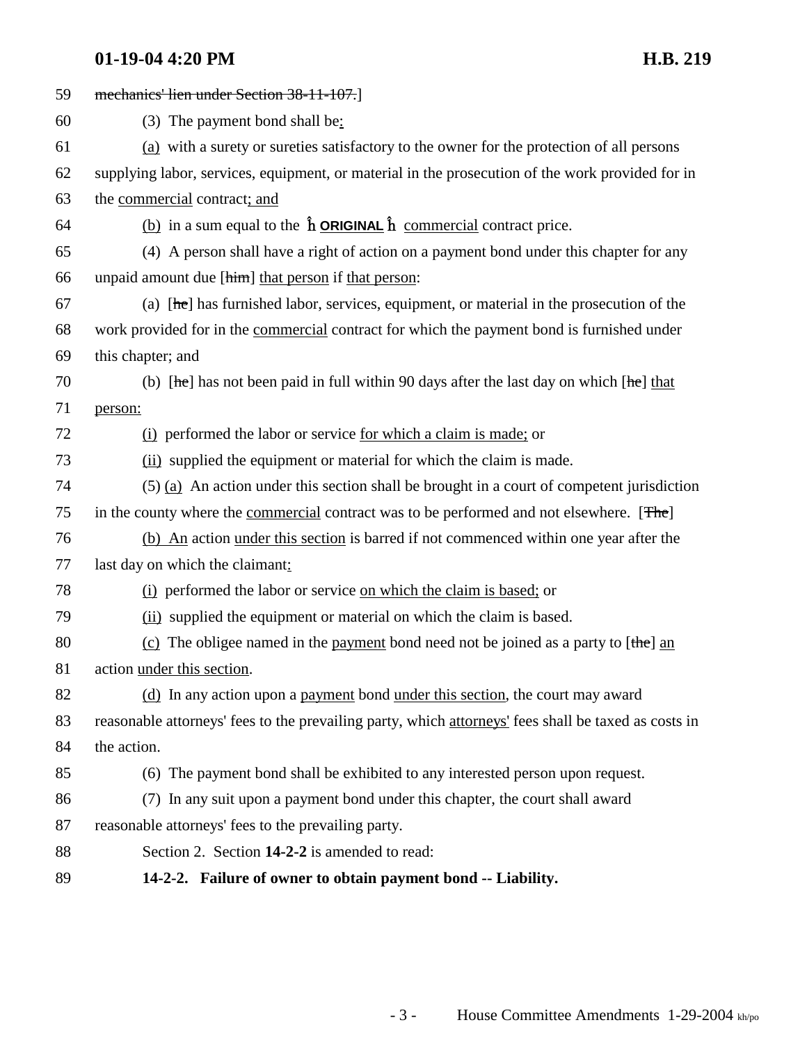59 ~~mechanics' lien under Section 38-11-107.~~]

60 (3) The payment bond shall be:

61 (a) with a surety or sureties satisfactory to the owner for the protection of all persons

62 supplying labor, services, equipment, or material in the prosecution of the work provided for in

63 the commercial contract; and

64 (b) in a sum equal to the ĥ **ORIGINAL** ĥ commercial contract price.

65 (4) A person shall have a right of action on a payment bond under this chapter for any

66 unpaid amount due [~~him~~] that person if that person:

67 (a) [~~he~~] has furnished labor, services, equipment, or material in the prosecution of the

68 work provided for in the commercial contract for which the payment bond is furnished under

69 this chapter; and

70 (b) [~~he~~] has not been paid in full within 90 days after the last day on which [~~he~~] that

71 person:

72 (i) performed the labor or service for which a claim is made; or

73 (ii) supplied the equipment or material for which the claim is made.

74 (5) (a) An action under this section shall be brought in a court of competent jurisdiction

75 in the county where the commercial contract was to be performed and not elsewhere. [~~The~~]

76 (b) An action under this section is barred if not commenced within one year after the

77 last day on which the claimant:

78 (i) performed the labor or service on which the claim is based; or

79 (ii) supplied the equipment or material on which the claim is based.

80 (c) The obligee named in the payment bond need not be joined as a party to [~~the~~] an

81 action under this section.

82 (d) In any action upon a payment bond under this section, the court may award

83 reasonable attorneys' fees to the prevailing party, which attorneys' fees shall be taxed as costs in

84 the action.

85 (6) The payment bond shall be exhibited to any interested person upon request.

86 (7) In any suit upon a payment bond under this chapter, the court shall award

87 reasonable attorneys' fees to the prevailing party.

88 Section 2. Section **14-2-2** is amended to read:

89 **14-2-2. Failure of owner to obtain payment bond -- Liability.**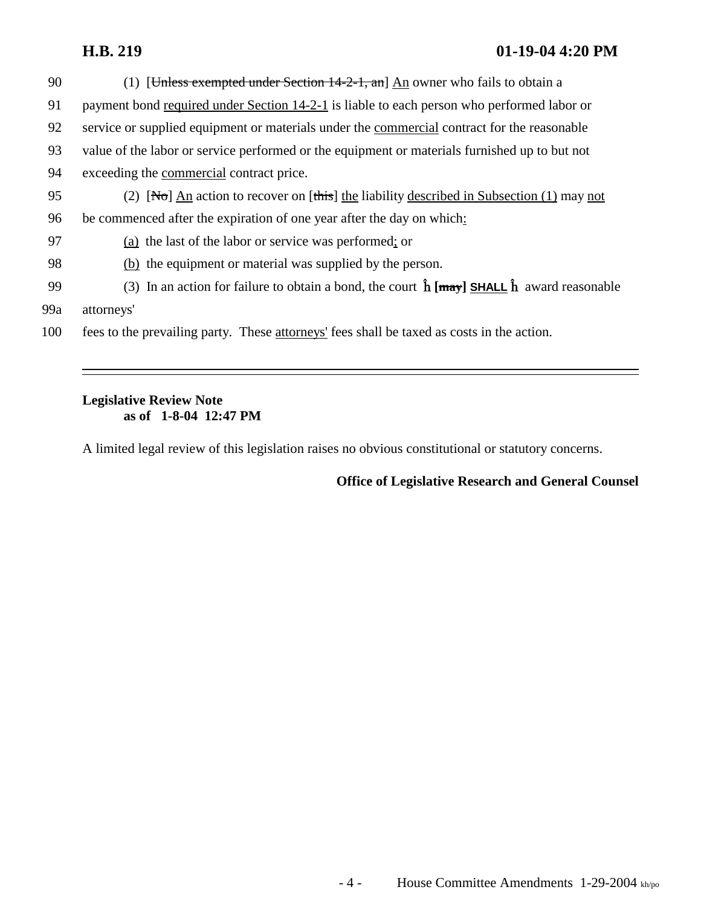90 (1) [~~Unless exempted under Section 14-2-1, an~~] <u>An</u> owner who fails to obtain a

91 payment bond <u>required under Section 14-2-1</u> is liable to each person who performed labor or

92 service or supplied equipment or materials under the <u>commercial</u> contract for the reasonable

93 value of the labor or service performed or the equipment or materials furnished up to but not

94 exceeding the <u>commercial</u> contract price.

95 (2) [~~No~~] <u>An</u> action to recover on [~~this~~] <u>the</u> liability <u>described in Subsection (1)</u> may <u>not</u>

96 be commenced after the expiration of one year after the day on which<u>:</u>

97 <u>(a)</u> the last of the labor or service was performed<u>;</u> or

98 <u>(b)</u> the equipment or material was supplied by the person.

99 (3) In an action for failure to obtain a bond, the court ĥ **[~~may~~]** **<u>SHALL</u>** ĥ award reasonable

99a attorneys'

100 fees to the prevailing party. These <u>attorneys'</u> fees shall be taxed as costs in the action.

---

**Legislative Review Note**
**as of 1-8-04 12:47 PM**

A limited legal review of this legislation raises no obvious constitutional or statutory concerns.

**Office of Legislative Research and General Counsel**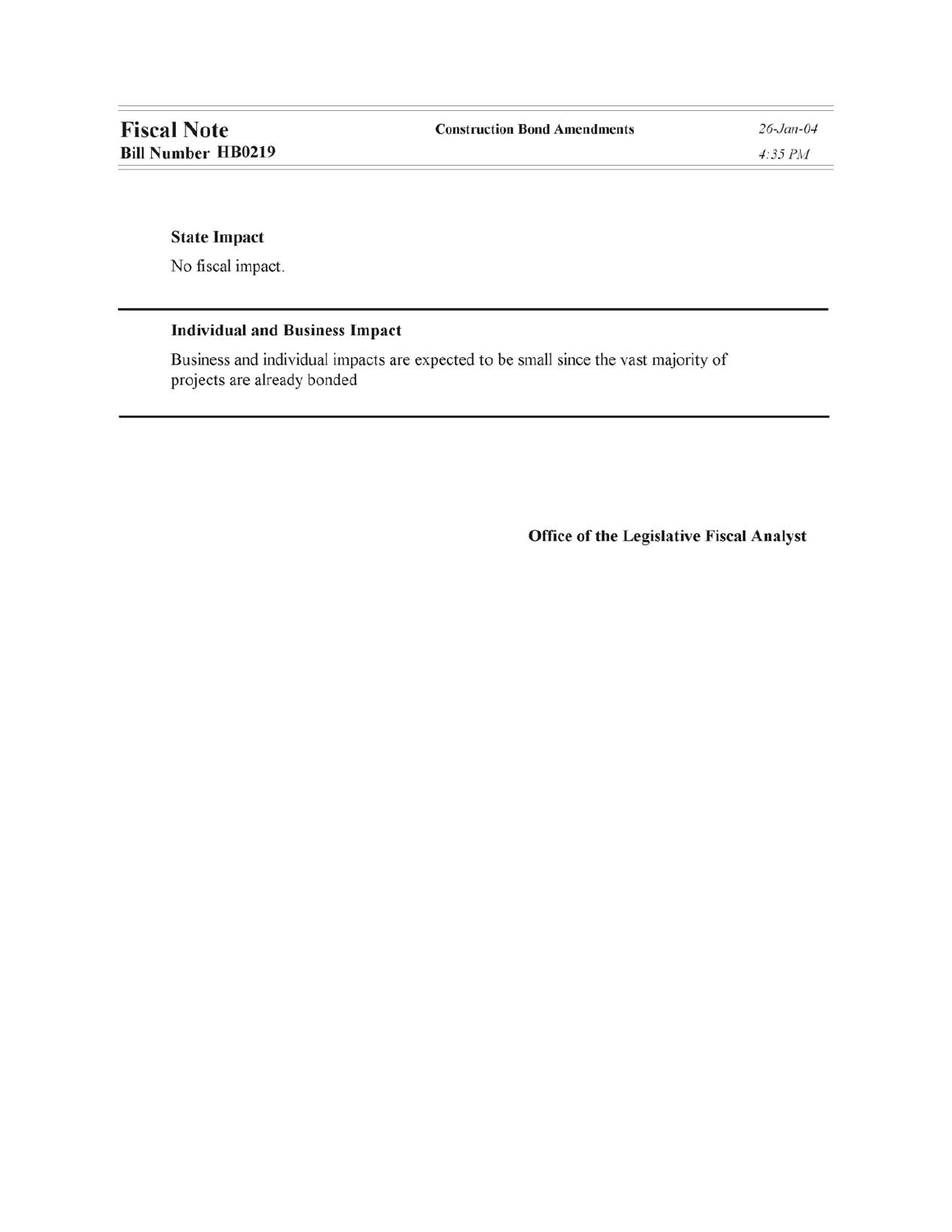# Fiscal Note

**Bill Number HB0219**

**Construction Bond Amendments**

*26-Jan-04*

*4:35 PM*

### State Impact

No fiscal impact.

---

### Individual and Business Impact

Business and individual impacts are expected to be small since the vast majority of projects are already bonded

---

**Office of the Legislative Fiscal Analyst**